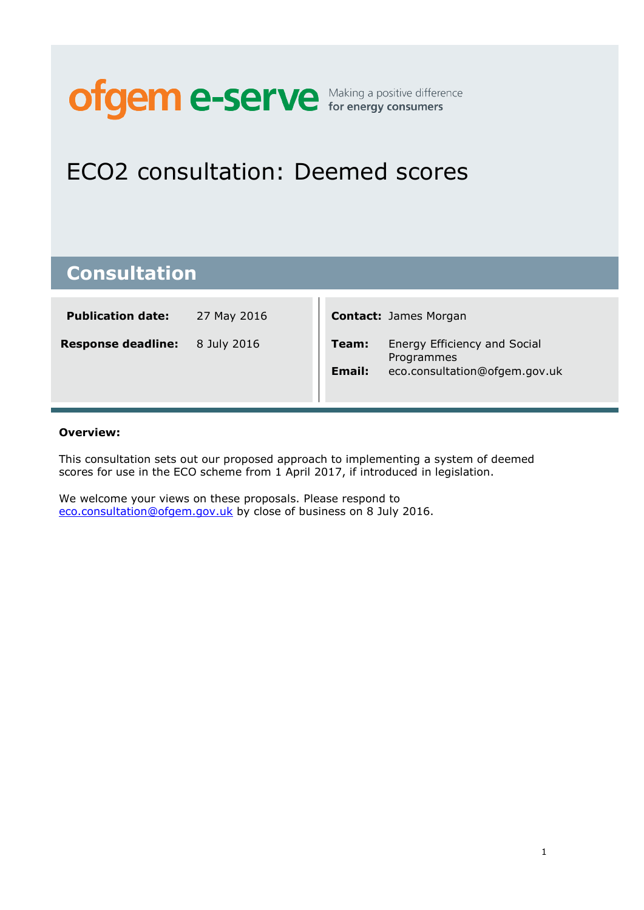ofgem e-serve Making a positive difference for energy consumers

# ECO2 consultation: Deemed scores

## Consultation

| | | | |
|---|---|---|---|
| **Publication date:** | 27 May 2016 | **Contact:** | James Morgan |
| **Response deadline:** | 8 July 2016 | **Team:** | Energy Efficiency and Social Programmes |
| | | **Email:** | eco.consultation@ofgem.gov.uk |

**Overview:**

This consultation sets out our proposed approach to implementing a system of deemed scores for use in the ECO scheme from 1 April 2017, if introduced in legislation.

We welcome your views on these proposals. Please respond to eco.consultation@ofgem.gov.uk by close of business on 8 July 2016.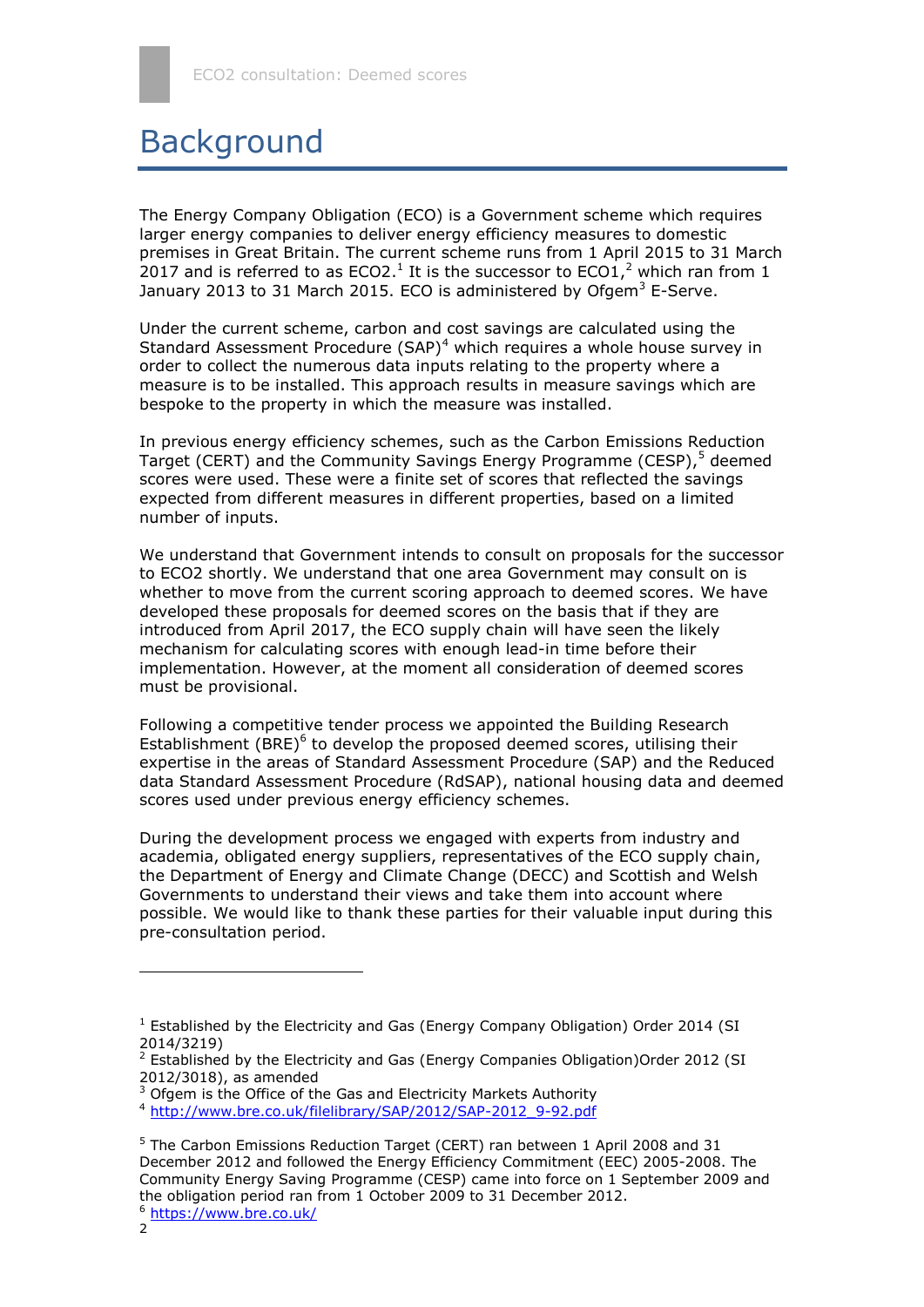# Background

The Energy Company Obligation (ECO) is a Government scheme which requires larger energy companies to deliver energy efficiency measures to domestic premises in Great Britain. The current scheme runs from 1 April 2015 to 31 March 2017 and is referred to as ECO2.[1] It is the successor to ECO1,[2] which ran from 1 January 2013 to 31 March 2015. ECO is administered by Ofgem[3] E-Serve.

Under the current scheme, carbon and cost savings are calculated using the Standard Assessment Procedure (SAP)[4] which requires a whole house survey in order to collect the numerous data inputs relating to the property where a measure is to be installed. This approach results in measure savings which are bespoke to the property in which the measure was installed.

In previous energy efficiency schemes, such as the Carbon Emissions Reduction Target (CERT) and the Community Savings Energy Programme (CESP),[5] deemed scores were used. These were a finite set of scores that reflected the savings expected from different measures in different properties, based on a limited number of inputs.

We understand that Government intends to consult on proposals for the successor to ECO2 shortly. We understand that one area Government may consult on is whether to move from the current scoring approach to deemed scores. We have developed these proposals for deemed scores on the basis that if they are introduced from April 2017, the ECO supply chain will have seen the likely mechanism for calculating scores with enough lead-in time before their implementation. However, at the moment all consideration of deemed scores must be provisional.

Following a competitive tender process we appointed the Building Research Establishment (BRE)[6] to develop the proposed deemed scores, utilising their expertise in the areas of Standard Assessment Procedure (SAP) and the Reduced data Standard Assessment Procedure (RdSAP), national housing data and deemed scores used under previous energy efficiency schemes.

During the development process we engaged with experts from industry and academia, obligated energy suppliers, representatives of the ECO supply chain, the Department of Energy and Climate Change (DECC) and Scottish and Welsh Governments to understand their views and take them into account where possible. We would like to thank these parties for their valuable input during this pre-consultation period.

---

[1] Established by the Electricity and Gas (Energy Company Obligation) Order 2014 (SI 2014/3219)

[2] Established by the Electricity and Gas (Energy Companies Obligation)Order 2012 (SI 2012/3018), as amended

[3] Ofgem is the Office of the Gas and Electricity Markets Authority

[4] http://www.bre.co.uk/filelibrary/SAP/2012/SAP-2012_9-92.pdf

[5] The Carbon Emissions Reduction Target (CERT) ran between 1 April 2008 and 31 December 2012 and followed the Energy Efficiency Commitment (EEC) 2005-2008. The Community Energy Saving Programme (CESP) came into force on 1 September 2009 and the obligation period ran from 1 October 2009 to 31 December 2012.

[6] https://www.bre.co.uk/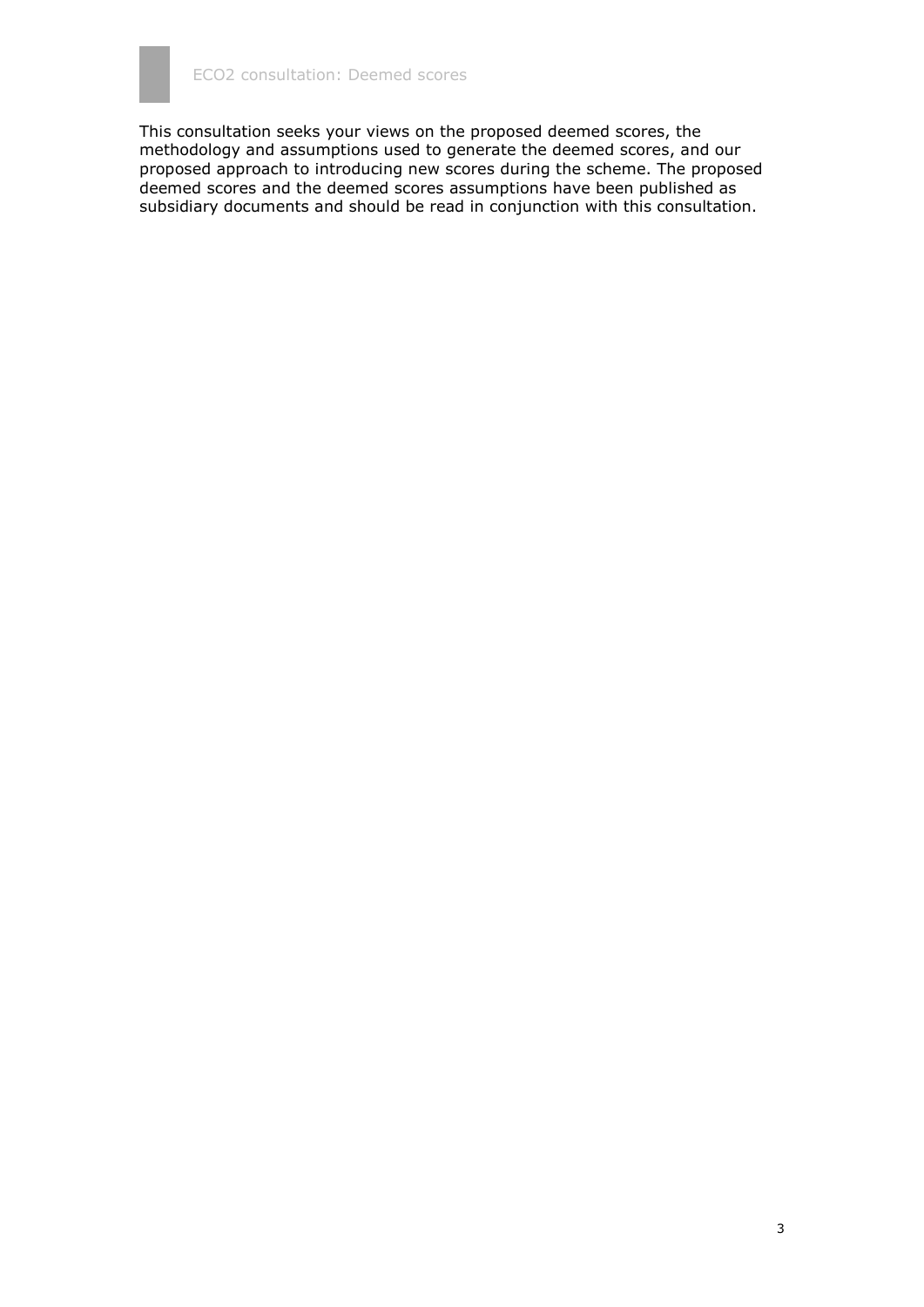This consultation seeks your views on the proposed deemed scores, the methodology and assumptions used to generate the deemed scores, and our proposed approach to introducing new scores during the scheme. The proposed deemed scores and the deemed scores assumptions have been published as subsidiary documents and should be read in conjunction with this consultation.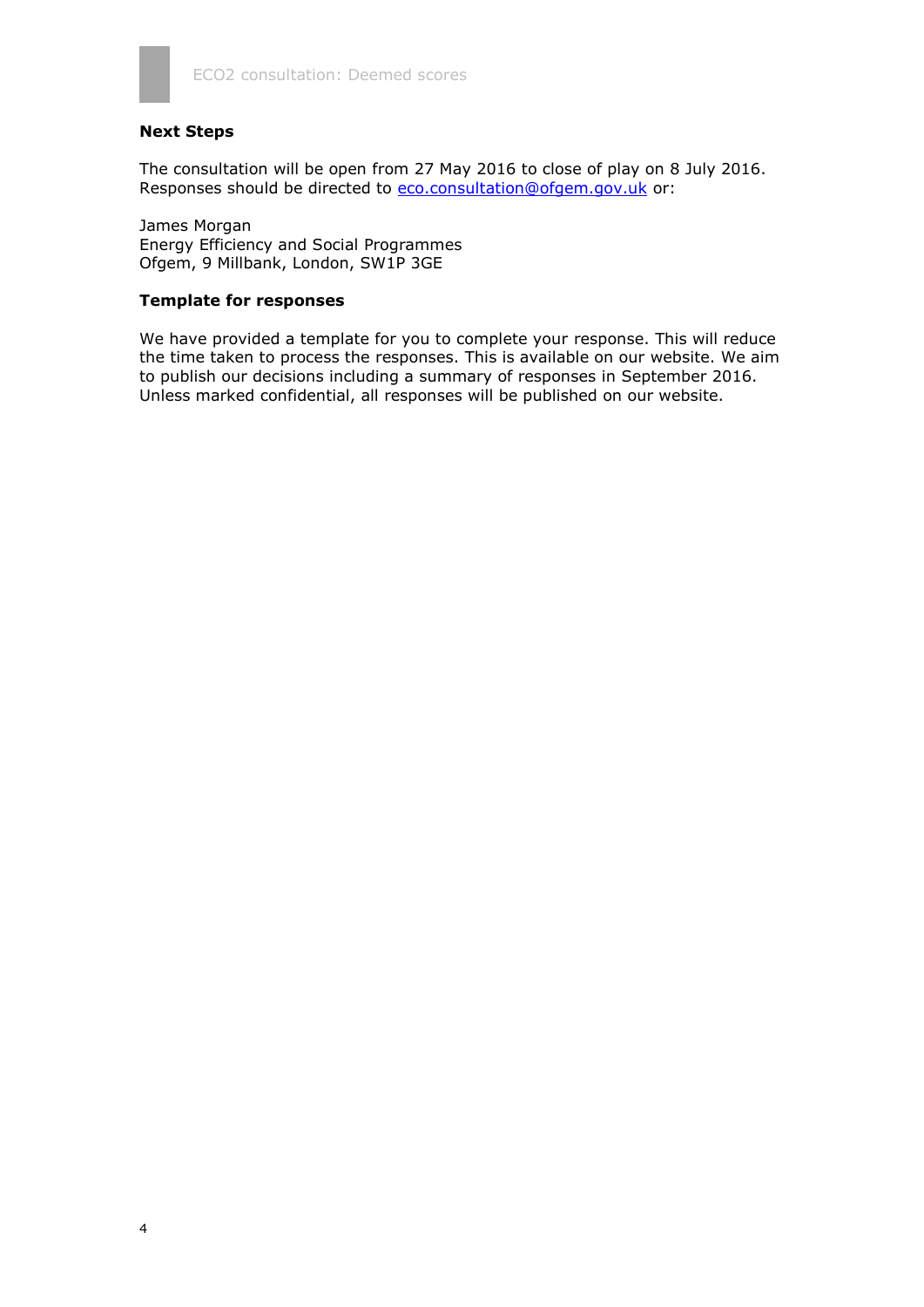### Next Steps

The consultation will be open from 27 May 2016 to close of play on 8 July 2016. Responses should be directed to eco.consultation@ofgem.gov.uk or:

James Morgan
Energy Efficiency and Social Programmes
Ofgem, 9 Millbank, London, SW1P 3GE

### Template for responses

We have provided a template for you to complete your response. This will reduce the time taken to process the responses. This is available on our website. We aim to publish our decisions including a summary of responses in September 2016. Unless marked confidential, all responses will be published on our website.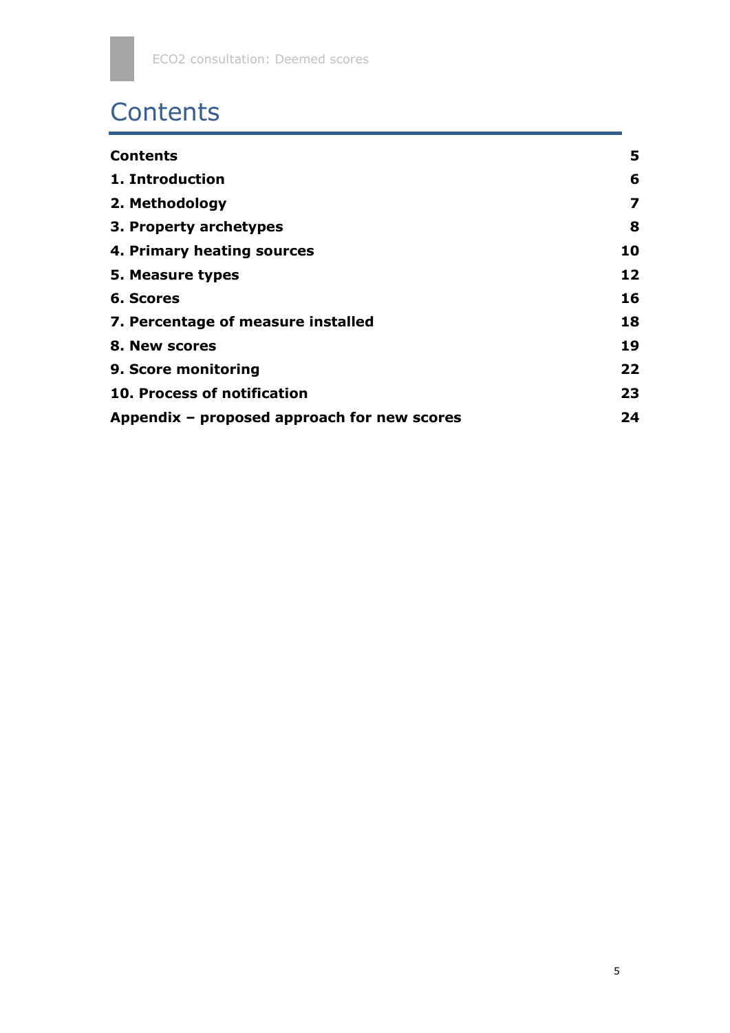# Contents

| | |
|---|---|
| **Contents** | **5** |
| **1. Introduction** | **6** |
| **2. Methodology** | **7** |
| **3. Property archetypes** | **8** |
| **4. Primary heating sources** | **10** |
| **5. Measure types** | **12** |
| **6. Scores** | **16** |
| **7. Percentage of measure installed** | **18** |
| **8. New scores** | **19** |
| **9. Score monitoring** | **22** |
| **10. Process of notification** | **23** |
| **Appendix – proposed approach for new scores** | **24** |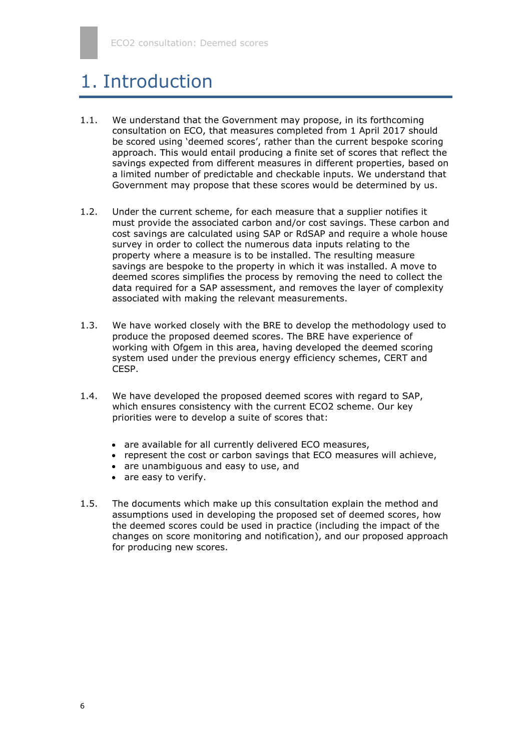# 1. Introduction

1.1. We understand that the Government may propose, in its forthcoming consultation on ECO, that measures completed from 1 April 2017 should be scored using 'deemed scores', rather than the current bespoke scoring approach. This would entail producing a finite set of scores that reflect the savings expected from different measures in different properties, based on a limited number of predictable and checkable inputs. We understand that Government may propose that these scores would be determined by us.

1.2. Under the current scheme, for each measure that a supplier notifies it must provide the associated carbon and/or cost savings. These carbon and cost savings are calculated using SAP or RdSAP and require a whole house survey in order to collect the numerous data inputs relating to the property where a measure is to be installed. The resulting measure savings are bespoke to the property in which it was installed. A move to deemed scores simplifies the process by removing the need to collect the data required for a SAP assessment, and removes the layer of complexity associated with making the relevant measurements.

1.3. We have worked closely with the BRE to develop the methodology used to produce the proposed deemed scores. The BRE have experience of working with Ofgem in this area, having developed the deemed scoring system used under the previous energy efficiency schemes, CERT and CESP.

1.4. We have developed the proposed deemed scores with regard to SAP, which ensures consistency with the current ECO2 scheme. Our key priorities were to develop a suite of scores that:

- are available for all currently delivered ECO measures,
- represent the cost or carbon savings that ECO measures will achieve,
- are unambiguous and easy to use, and
- are easy to verify.

1.5. The documents which make up this consultation explain the method and assumptions used in developing the proposed set of deemed scores, how the deemed scores could be used in practice (including the impact of the changes on score monitoring and notification), and our proposed approach for producing new scores.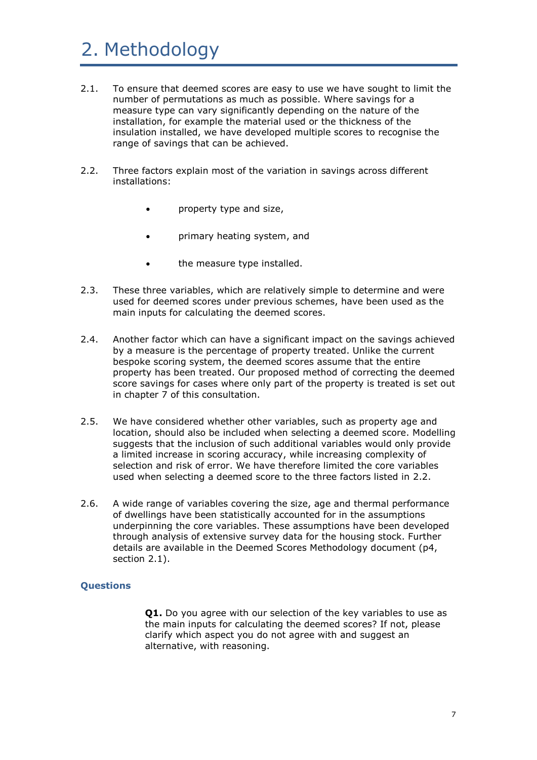# 2. Methodology

2.1. To ensure that deemed scores are easy to use we have sought to limit the number of permutations as much as possible. Where savings for a measure type can vary significantly depending on the nature of the installation, for example the material used or the thickness of the insulation installed, we have developed multiple scores to recognise the range of savings that can be achieved.

2.2. Three factors explain most of the variation in savings across different installations:

- property type and size,
- primary heating system, and
- the measure type installed.

2.3. These three variables, which are relatively simple to determine and were used for deemed scores under previous schemes, have been used as the main inputs for calculating the deemed scores.

2.4. Another factor which can have a significant impact on the savings achieved by a measure is the percentage of property treated. Unlike the current bespoke scoring system, the deemed scores assume that the entire property has been treated. Our proposed method of correcting the deemed score savings for cases where only part of the property is treated is set out in chapter 7 of this consultation.

2.5. We have considered whether other variables, such as property age and location, should also be included when selecting a deemed score. Modelling suggests that the inclusion of such additional variables would only provide a limited increase in scoring accuracy, while increasing complexity of selection and risk of error. We have therefore limited the core variables used when selecting a deemed score to the three factors listed in 2.2.

2.6. A wide range of variables covering the size, age and thermal performance of dwellings have been statistically accounted for in the assumptions underpinning the core variables. These assumptions have been developed through analysis of extensive survey data for the housing stock. Further details are available in the Deemed Scores Methodology document (p4, section 2.1).

### Questions

**Q1.** Do you agree with our selection of the key variables to use as the main inputs for calculating the deemed scores? If not, please clarify which aspect you do not agree with and suggest an alternative, with reasoning.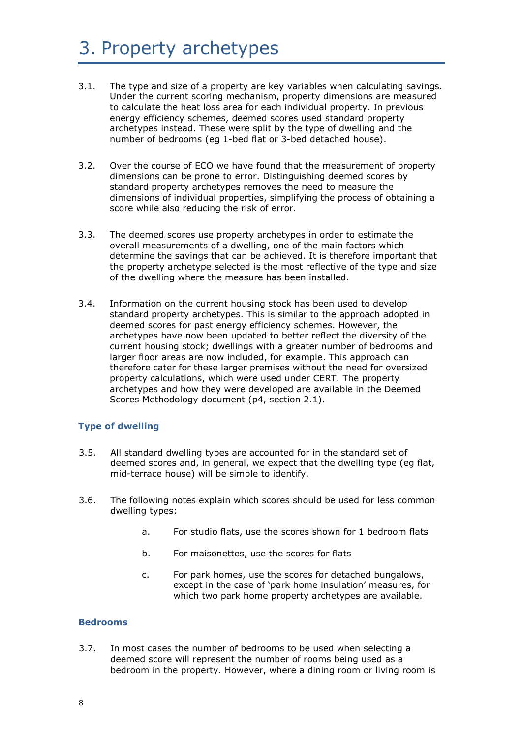# 3. Property archetypes

3.1. The type and size of a property are key variables when calculating savings. Under the current scoring mechanism, property dimensions are measured to calculate the heat loss area for each individual property. In previous energy efficiency schemes, deemed scores used standard property archetypes instead. These were split by the type of dwelling and the number of bedrooms (eg 1-bed flat or 3-bed detached house).

3.2. Over the course of ECO we have found that the measurement of property dimensions can be prone to error. Distinguishing deemed scores by standard property archetypes removes the need to measure the dimensions of individual properties, simplifying the process of obtaining a score while also reducing the risk of error.

3.3. The deemed scores use property archetypes in order to estimate the overall measurements of a dwelling, one of the main factors which determine the savings that can be achieved. It is therefore important that the property archetype selected is the most reflective of the type and size of the dwelling where the measure has been installed.

3.4. Information on the current housing stock has been used to develop standard property archetypes. This is similar to the approach adopted in deemed scores for past energy efficiency schemes. However, the archetypes have now been updated to better reflect the diversity of the current housing stock; dwellings with a greater number of bedrooms and larger floor areas are now included, for example. This approach can therefore cater for these larger premises without the need for oversized property calculations, which were used under CERT. The property archetypes and how they were developed are available in the Deemed Scores Methodology document (p4, section 2.1).

### Type of dwelling

3.5. All standard dwelling types are accounted for in the standard set of deemed scores and, in general, we expect that the dwelling type (eg flat, mid-terrace house) will be simple to identify.

3.6. The following notes explain which scores should be used for less common dwelling types:

   a. For studio flats, use the scores shown for 1 bedroom flats

   b. For maisonettes, use the scores for flats

   c. For park homes, use the scores for detached bungalows, except in the case of 'park home insulation' measures, for which two park home property archetypes are available.

### Bedrooms

3.7. In most cases the number of bedrooms to be used when selecting a deemed score will represent the number of rooms being used as a bedroom in the property. However, where a dining room or living room is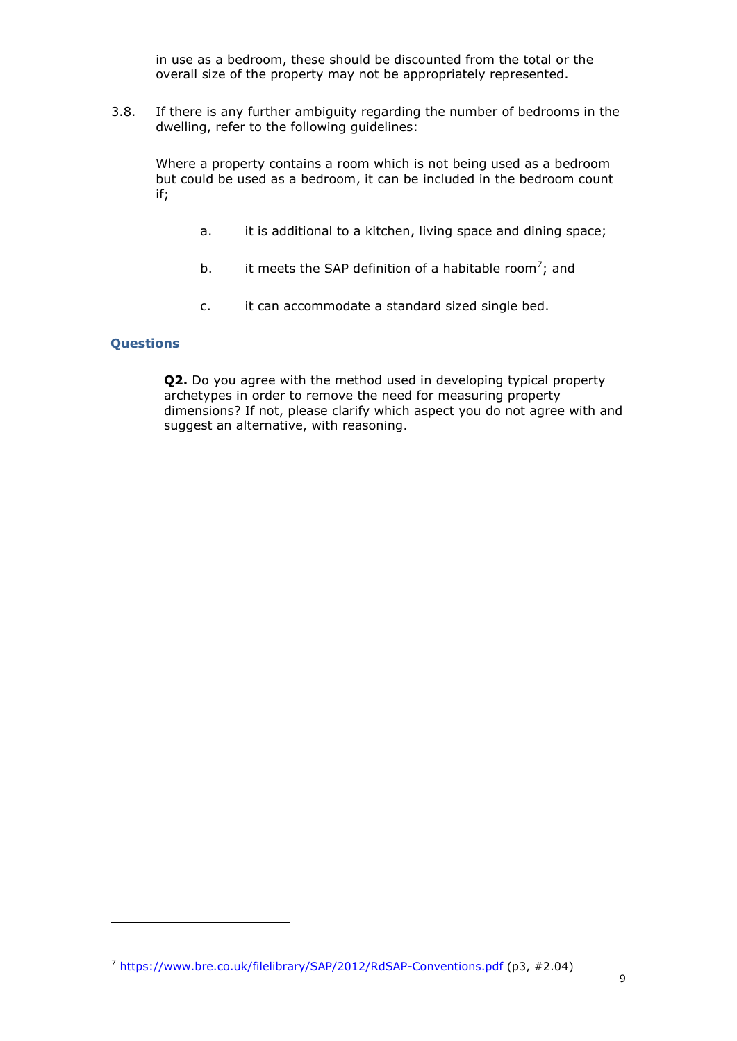in use as a bedroom, these should be discounted from the total or the overall size of the property may not be appropriately represented.

3.8. If there is any further ambiguity regarding the number of bedrooms in the dwelling, refer to the following guidelines:

Where a property contains a room which is not being used as a bedroom but could be used as a bedroom, it can be included in the bedroom count if;

a. it is additional to a kitchen, living space and dining space;

b. it meets the SAP definition of a habitable room[7]; and

c. it can accommodate a standard sized single bed.

### Questions

**Q2.** Do you agree with the method used in developing typical property archetypes in order to remove the need for measuring property dimensions? If not, please clarify which aspect you do not agree with and suggest an alternative, with reasoning.

---

[7] https://www.bre.co.uk/filelibrary/SAP/2012/RdSAP-Conventions.pdf (p3, #2.04)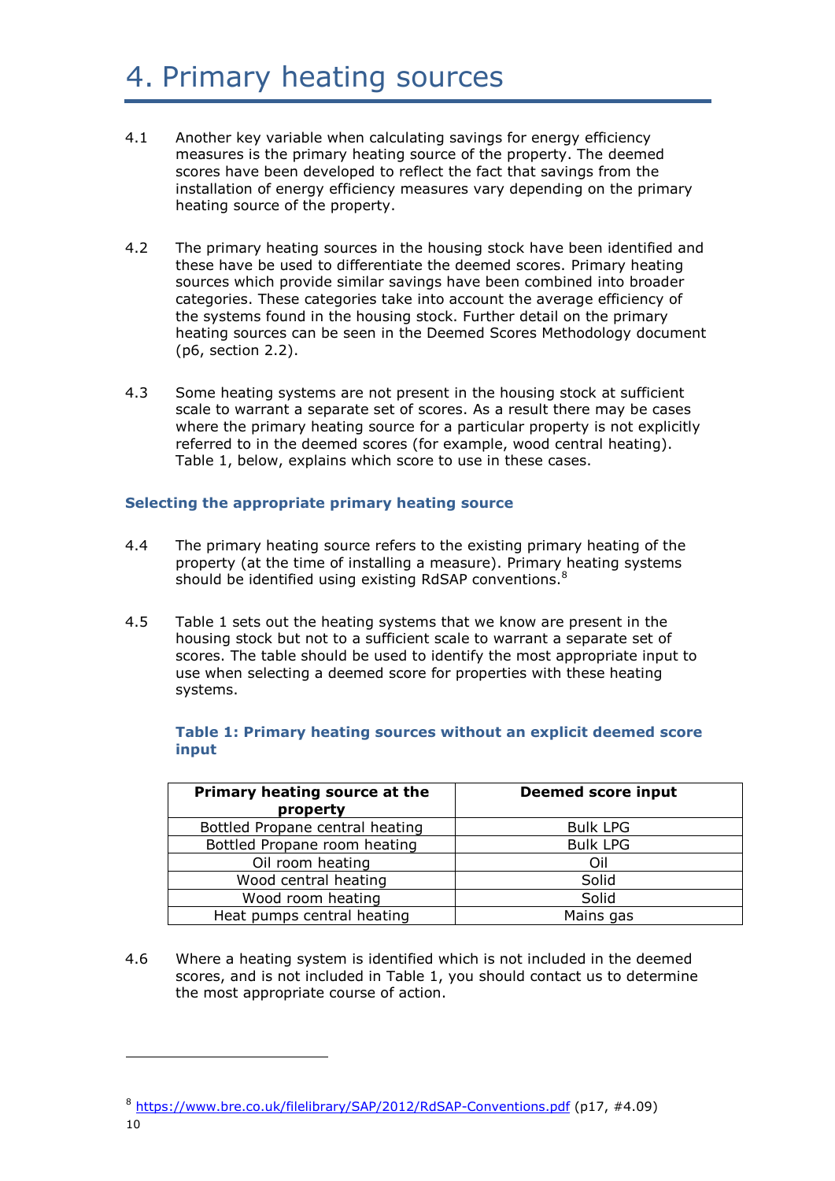# 4. Primary heating sources

4.1 Another key variable when calculating savings for energy efficiency measures is the primary heating source of the property. The deemed scores have been developed to reflect the fact that savings from the installation of energy efficiency measures vary depending on the primary heating source of the property.

4.2 The primary heating sources in the housing stock have been identified and these have be used to differentiate the deemed scores. Primary heating sources which provide similar savings have been combined into broader categories. These categories take into account the average efficiency of the systems found in the housing stock. Further detail on the primary heating sources can be seen in the Deemed Scores Methodology document (p6, section 2.2).

4.3 Some heating systems are not present in the housing stock at sufficient scale to warrant a separate set of scores. As a result there may be cases where the primary heating source for a particular property is not explicitly referred to in the deemed scores (for example, wood central heating). Table 1, below, explains which score to use in these cases.

### Selecting the appropriate primary heating source

4.4 The primary heating source refers to the existing primary heating of the property (at the time of installing a measure). Primary heating systems should be identified using existing RdSAP conventions.[8]

4.5 Table 1 sets out the heating systems that we know are present in the housing stock but not to a sufficient scale to warrant a separate set of scores. The table should be used to identify the most appropriate input to use when selecting a deemed score for properties with these heating systems.

**Table 1: Primary heating sources without an explicit deemed score input**

| Primary heating source at the property | Deemed score input |
|---|---|
| Bottled Propane central heating | Bulk LPG |
| Bottled Propane room heating | Bulk LPG |
| Oil room heating | Oil |
| Wood central heating | Solid |
| Wood room heating | Solid |
| Heat pumps central heating | Mains gas |

4.6 Where a heating system is identified which is not included in the deemed scores, and is not included in Table 1, you should contact us to determine the most appropriate course of action.

---

[8] https://www.bre.co.uk/filelibrary/SAP/2012/RdSAP-Conventions.pdf (p17, #4.09)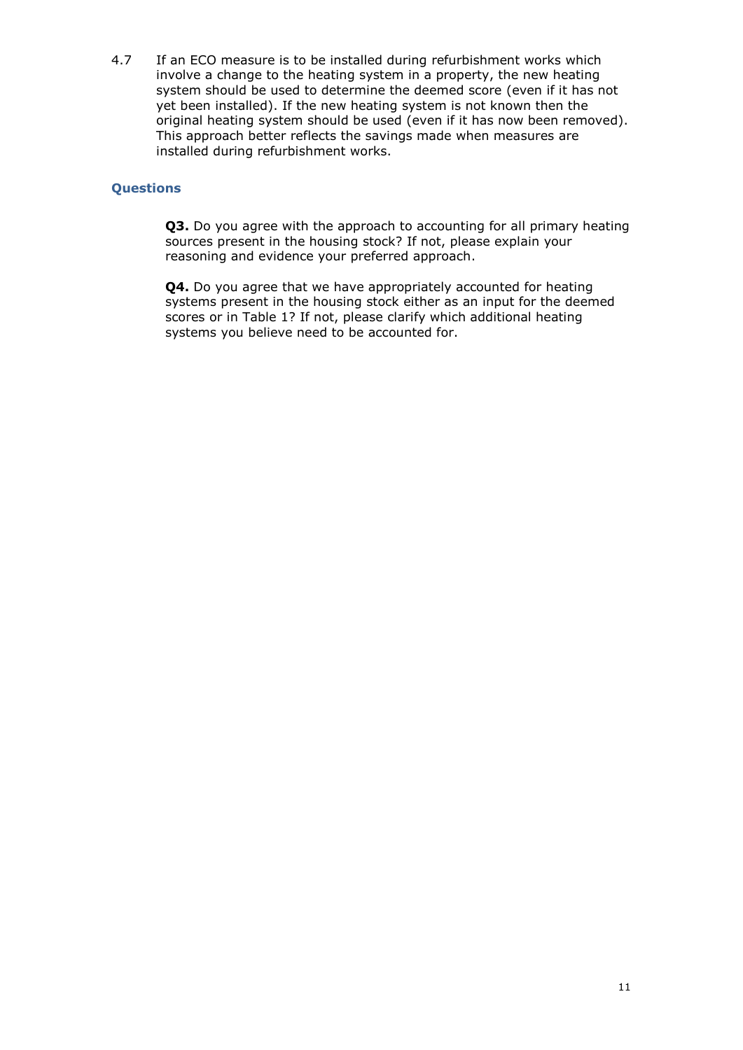4.7 If an ECO measure is to be installed during refurbishment works which involve a change to the heating system in a property, the new heating system should be used to determine the deemed score (even if it has not yet been installed). If the new heating system is not known then the original heating system should be used (even if it has now been removed). This approach better reflects the savings made when measures are installed during refurbishment works.

### Questions

**Q3.** Do you agree with the approach to accounting for all primary heating sources present in the housing stock? If not, please explain your reasoning and evidence your preferred approach.

**Q4.** Do you agree that we have appropriately accounted for heating systems present in the housing stock either as an input for the deemed scores or in Table 1? If not, please clarify which additional heating systems you believe need to be accounted for.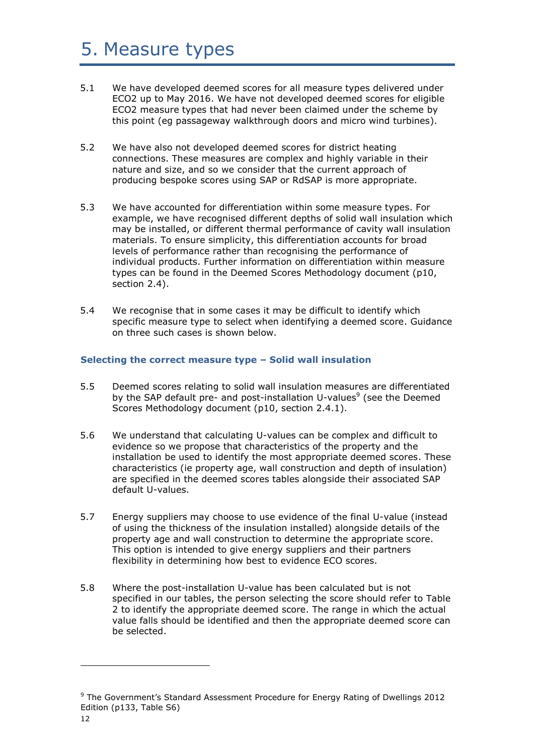# 5. Measure types

5.1 We have developed deemed scores for all measure types delivered under ECO2 up to May 2016. We have not developed deemed scores for eligible ECO2 measure types that had never been claimed under the scheme by this point (eg passageway walkthrough doors and micro wind turbines).

5.2 We have also not developed deemed scores for district heating connections. These measures are complex and highly variable in their nature and size, and so we consider that the current approach of producing bespoke scores using SAP or RdSAP is more appropriate.

5.3 We have accounted for differentiation within some measure types. For example, we have recognised different depths of solid wall insulation which may be installed, or different thermal performance of cavity wall insulation materials. To ensure simplicity, this differentiation accounts for broad levels of performance rather than recognising the performance of individual products. Further information on differentiation within measure types can be found in the Deemed Scores Methodology document (p10, section 2.4).

5.4 We recognise that in some cases it may be difficult to identify which specific measure type to select when identifying a deemed score. Guidance on three such cases is shown below.

### Selecting the correct measure type – Solid wall insulation

5.5 Deemed scores relating to solid wall insulation measures are differentiated by the SAP default pre- and post-installation U-values[9] (see the Deemed Scores Methodology document (p10, section 2.4.1).

5.6 We understand that calculating U-values can be complex and difficult to evidence so we propose that characteristics of the property and the installation be used to identify the most appropriate deemed scores. These characteristics (ie property age, wall construction and depth of insulation) are specified in the deemed scores tables alongside their associated SAP default U-values.

5.7 Energy suppliers may choose to use evidence of the final U-value (instead of using the thickness of the insulation installed) alongside details of the property age and wall construction to determine the appropriate score. This option is intended to give energy suppliers and their partners flexibility in determining how best to evidence ECO scores.

5.8 Where the post-installation U-value has been calculated but is not specified in our tables, the person selecting the score should refer to Table 2 to identify the appropriate deemed score. The range in which the actual value falls should be identified and then the appropriate deemed score can be selected.

---

[9] The Government's Standard Assessment Procedure for Energy Rating of Dwellings 2012 Edition (p133, Table S6)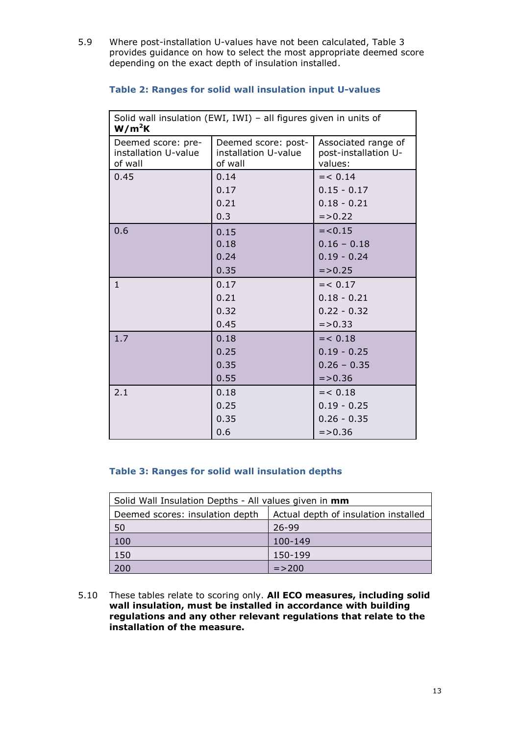5.9 Where post-installation U-values have not been calculated, Table 3 provides guidance on how to select the most appropriate deemed score depending on the exact depth of insulation installed.

**Table 2: Ranges for solid wall insulation input U-values**

| Solid wall insulation (EWI, IWI) – all figures given in units of **W/m²K** | | |
|---|---|---|
| Deemed score: pre-installation U-value of wall | Deemed score: post-installation U-value of wall | Associated range of post-installation U-values: |
| 0.45 | 0.14 | =< 0.14 |
| | 0.17 | 0.15 - 0.17 |
| | 0.21 | 0.18 - 0.21 |
| | 0.3 | =>0.22 |
| 0.6 | 0.15 | =<0.15 |
| | 0.18 | 0.16 – 0.18 |
| | 0.24 | 0.19 - 0.24 |
| | 0.35 | =>0.25 |
| 1 | 0.17 | =< 0.17 |
| | 0.21 | 0.18 - 0.21 |
| | 0.32 | 0.22 - 0.32 |
| | 0.45 | =>0.33 |
| 1.7 | 0.18 | =< 0.18 |
| | 0.25 | 0.19 - 0.25 |
| | 0.35 | 0.26 – 0.35 |
| | 0.55 | =>0.36 |
| 2.1 | 0.18 | =< 0.18 |
| | 0.25 | 0.19 - 0.25 |
| | 0.35 | 0.26 - 0.35 |
| | 0.6 | =>0.36 |

**Table 3: Ranges for solid wall insulation depths**

| Solid Wall Insulation Depths - All values given in **mm** | |
|---|---|
| Deemed scores: insulation depth | Actual depth of insulation installed |
| 50 | 26-99 |
| 100 | 100-149 |
| 150 | 150-199 |
| 200 | =>200 |

5.10 These tables relate to scoring only. **All ECO measures, including solid wall insulation, must be installed in accordance with building regulations and any other relevant regulations that relate to the installation of the measure.**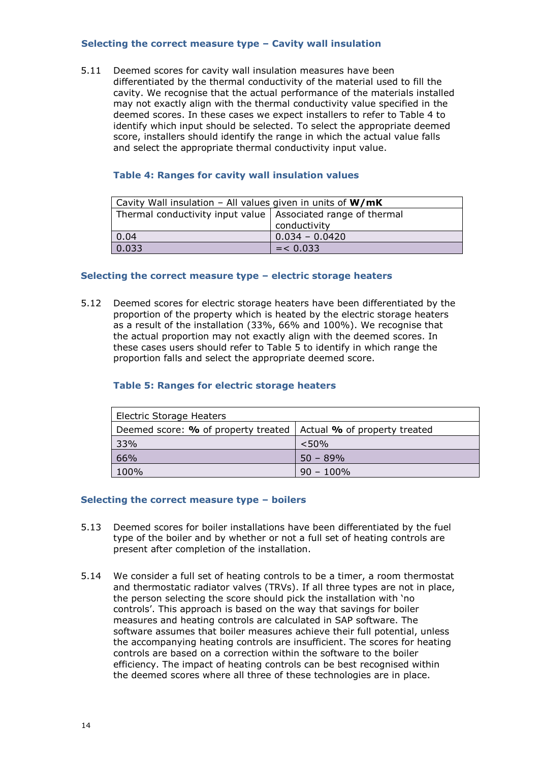### Selecting the correct measure type – Cavity wall insulation

5.11 Deemed scores for cavity wall insulation measures have been differentiated by the thermal conductivity of the material used to fill the cavity. We recognise that the actual performance of the materials installed may not exactly align with the thermal conductivity value specified in the deemed scores. In these cases we expect installers to refer to Table 4 to identify which input should be selected. To select the appropriate deemed score, installers should identify the range in which the actual value falls and select the appropriate thermal conductivity input value.

#### Table 4: Ranges for cavity wall insulation values

| Cavity Wall insulation – All values given in units of **W/mK** | |
|---|---|
| Thermal conductivity input value | Associated range of thermal conductivity |
| 0.04 | 0.034 – 0.0420 |
| 0.033 | =< 0.033 |

### Selecting the correct measure type – electric storage heaters

5.12 Deemed scores for electric storage heaters have been differentiated by the proportion of the property which is heated by the electric storage heaters as a result of the installation (33%, 66% and 100%). We recognise that the actual proportion may not exactly align with the deemed scores. In these cases users should refer to Table 5 to identify in which range the proportion falls and select the appropriate deemed score.

#### Table 5: Ranges for electric storage heaters

| Electric Storage Heaters | |
|---|---|
| Deemed score: **%** of property treated | Actual **%** of property treated |
| 33% | <50% |
| 66% | 50 – 89% |
| 100% | 90 – 100% |

### Selecting the correct measure type – boilers

5.13 Deemed scores for boiler installations have been differentiated by the fuel type of the boiler and by whether or not a full set of heating controls are present after completion of the installation.

5.14 We consider a full set of heating controls to be a timer, a room thermostat and thermostatic radiator valves (TRVs). If all three types are not in place, the person selecting the score should pick the installation with 'no controls'. This approach is based on the way that savings for boiler measures and heating controls are calculated in SAP software. The software assumes that boiler measures achieve their full potential, unless the accompanying heating controls are insufficient. The scores for heating controls are based on a correction within the software to the boiler efficiency. The impact of heating controls can be best recognised within the deemed scores where all three of these technologies are in place.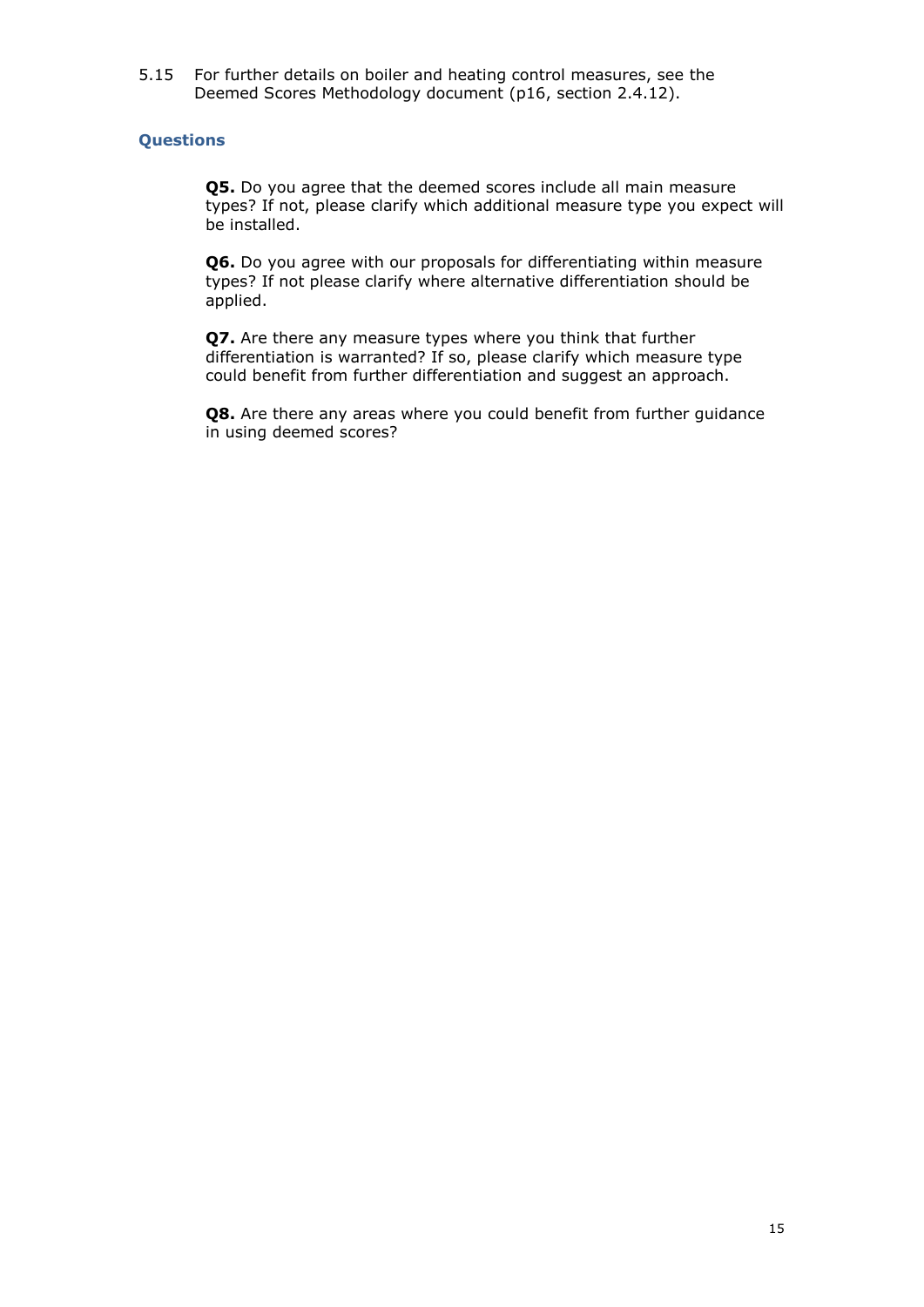5.15 For further details on boiler and heating control measures, see the Deemed Scores Methodology document (p16, section 2.4.12).

### Questions

**Q5.** Do you agree that the deemed scores include all main measure types? If not, please clarify which additional measure type you expect will be installed.

**Q6.** Do you agree with our proposals for differentiating within measure types? If not please clarify where alternative differentiation should be applied.

**Q7.** Are there any measure types where you think that further differentiation is warranted? If so, please clarify which measure type could benefit from further differentiation and suggest an approach.

**Q8.** Are there any areas where you could benefit from further guidance in using deemed scores?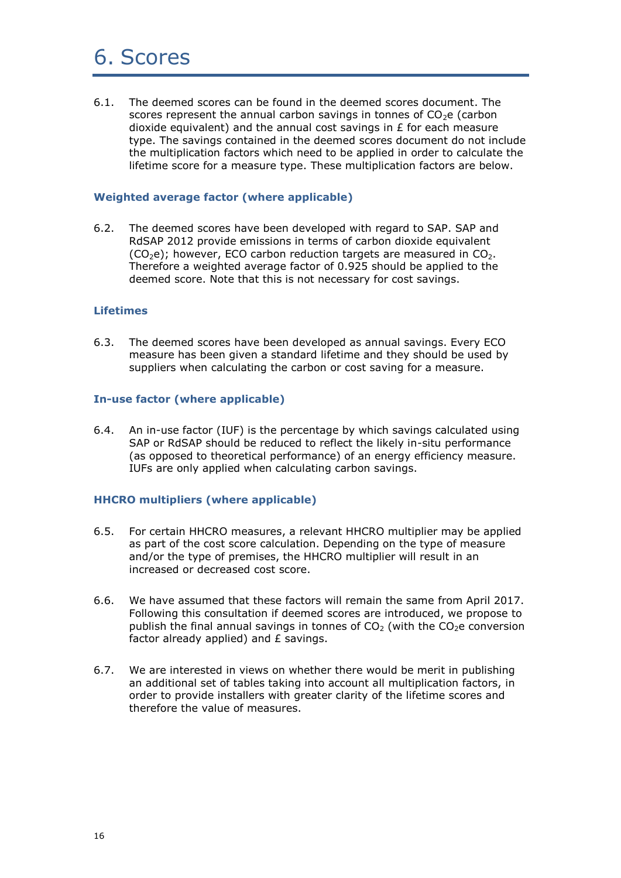# 6. Scores

6.1. The deemed scores can be found in the deemed scores document. The scores represent the annual carbon savings in tonnes of $CO_2e$ (carbon dioxide equivalent) and the annual cost savings in £ for each measure type. The savings contained in the deemed scores document do not include the multiplication factors which need to be applied in order to calculate the lifetime score for a measure type. These multiplication factors are below.

### Weighted average factor (where applicable)

6.2. The deemed scores have been developed with regard to SAP. SAP and RdSAP 2012 provide emissions in terms of carbon dioxide equivalent ($CO_2e$); however, ECO carbon reduction targets are measured in $CO_2$. Therefore a weighted average factor of 0.925 should be applied to the deemed score. Note that this is not necessary for cost savings.

### Lifetimes

6.3. The deemed scores have been developed as annual savings. Every ECO measure has been given a standard lifetime and they should be used by suppliers when calculating the carbon or cost saving for a measure.

### In-use factor (where applicable)

6.4. An in-use factor (IUF) is the percentage by which savings calculated using SAP or RdSAP should be reduced to reflect the likely in-situ performance (as opposed to theoretical performance) of an energy efficiency measure. IUFs are only applied when calculating carbon savings.

### HHCRO multipliers (where applicable)

6.5. For certain HHCRO measures, a relevant HHCRO multiplier may be applied as part of the cost score calculation. Depending on the type of measure and/or the type of premises, the HHCRO multiplier will result in an increased or decreased cost score.

6.6. We have assumed that these factors will remain the same from April 2017. Following this consultation if deemed scores are introduced, we propose to publish the final annual savings in tonnes of $CO_2$ (with the $CO_2e$ conversion factor already applied) and £ savings.

6.7. We are interested in views on whether there would be merit in publishing an additional set of tables taking into account all multiplication factors, in order to provide installers with greater clarity of the lifetime scores and therefore the value of measures.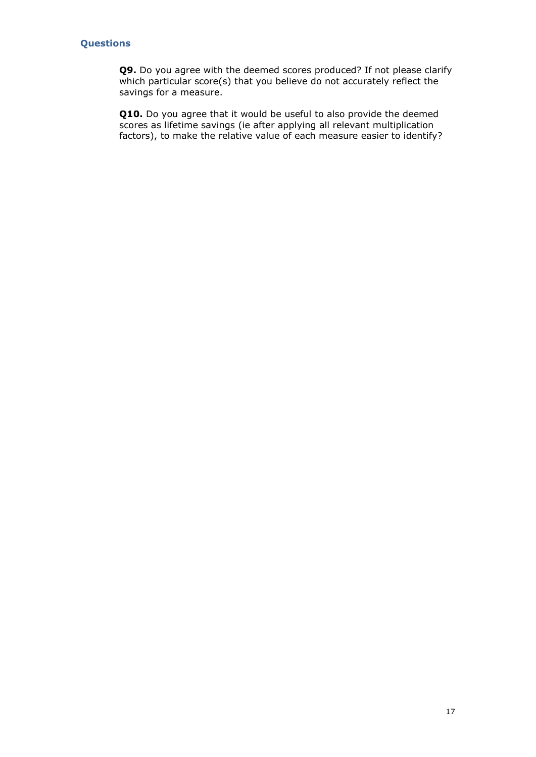### Questions

**Q9.** Do you agree with the deemed scores produced? If not please clarify which particular score(s) that you believe do not accurately reflect the savings for a measure.

**Q10.** Do you agree that it would be useful to also provide the deemed scores as lifetime savings (ie after applying all relevant multiplication factors), to make the relative value of each measure easier to identify?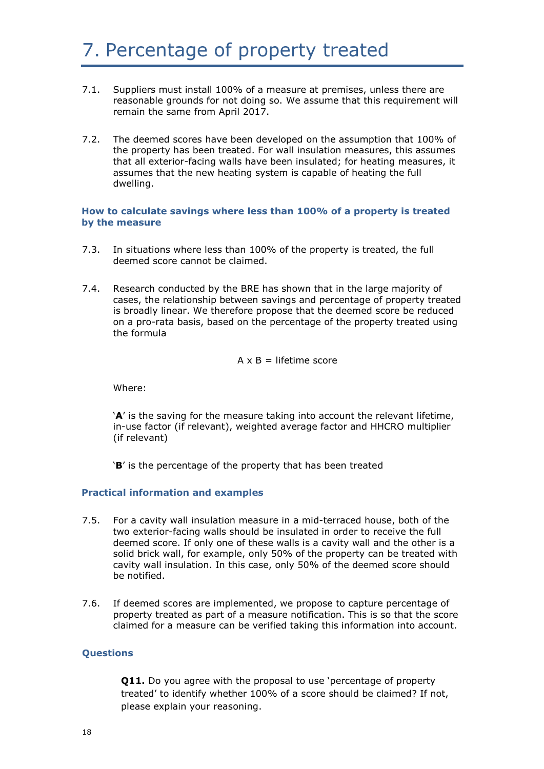# 7. Percentage of property treated

7.1. Suppliers must install 100% of a measure at premises, unless there are reasonable grounds for not doing so. We assume that this requirement will remain the same from April 2017.

7.2. The deemed scores have been developed on the assumption that 100% of the property has been treated. For wall insulation measures, this assumes that all exterior-facing walls have been insulated; for heating measures, it assumes that the new heating system is capable of heating the full dwelling.

### How to calculate savings where less than 100% of a property is treated by the measure

7.3. In situations where less than 100% of the property is treated, the full deemed score cannot be claimed.

7.4. Research conducted by the BRE has shown that in the large majority of cases, the relationship between savings and percentage of property treated is broadly linear. We therefore propose that the deemed score be reduced on a pro-rata basis, based on the percentage of the property treated using the formula

A x B = lifetime score

Where:

'**A**' is the saving for the measure taking into account the relevant lifetime, in-use factor (if relevant), weighted average factor and HHCRO multiplier (if relevant)

'**B**' is the percentage of the property that has been treated

### Practical information and examples

7.5. For a cavity wall insulation measure in a mid-terraced house, both of the two exterior-facing walls should be insulated in order to receive the full deemed score. If only one of these walls is a cavity wall and the other is a solid brick wall, for example, only 50% of the property can be treated with cavity wall insulation. In this case, only 50% of the deemed score should be notified.

7.6. If deemed scores are implemented, we propose to capture percentage of property treated as part of a measure notification. This is so that the score claimed for a measure can be verified taking this information into account.

### Questions

**Q11.** Do you agree with the proposal to use 'percentage of property treated' to identify whether 100% of a score should be claimed? If not, please explain your reasoning.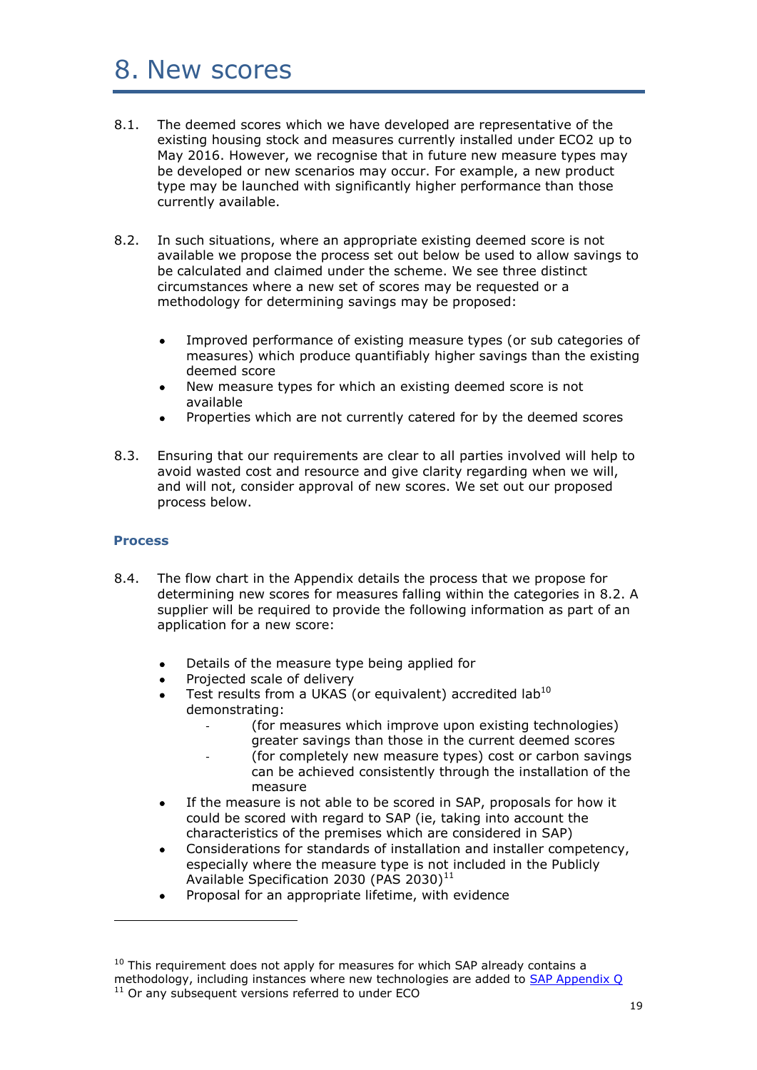# 8. New scores

8.1. The deemed scores which we have developed are representative of the existing housing stock and measures currently installed under ECO2 up to May 2016. However, we recognise that in future new measure types may be developed or new scenarios may occur. For example, a new product type may be launched with significantly higher performance than those currently available.

8.2. In such situations, where an appropriate existing deemed score is not available we propose the process set out below be used to allow savings to be calculated and claimed under the scheme. We see three distinct circumstances where a new set of scores may be requested or a methodology for determining savings may be proposed:

- Improved performance of existing measure types (or sub categories of measures) which produce quantifiably higher savings than the existing deemed score
- New measure types for which an existing deemed score is not available
- Properties which are not currently catered for by the deemed scores

8.3. Ensuring that our requirements are clear to all parties involved will help to avoid wasted cost and resource and give clarity regarding when we will, and will not, consider approval of new scores. We set out our proposed process below.

### Process

8.4. The flow chart in the Appendix details the process that we propose for determining new scores for measures falling within the categories in 8.2. A supplier will be required to provide the following information as part of an application for a new score:

- Details of the measure type being applied for
- Projected scale of delivery
- Test results from a UKAS (or equivalent) accredited lab[10] demonstrating:
  - (for measures which improve upon existing technologies) greater savings than those in the current deemed scores
  - (for completely new measure types) cost or carbon savings can be achieved consistently through the installation of the measure
- If the measure is not able to be scored in SAP, proposals for how it could be scored with regard to SAP (ie, taking into account the characteristics of the premises which are considered in SAP)
- Considerations for standards of installation and installer competency, especially where the measure type is not included in the Publicly Available Specification 2030 (PAS 2030)[11]
- Proposal for an appropriate lifetime, with evidence

---

[10] This requirement does not apply for measures for which SAP already contains a methodology, including instances where new technologies are added to SAP Appendix Q

[11] Or any subsequent versions referred to under ECO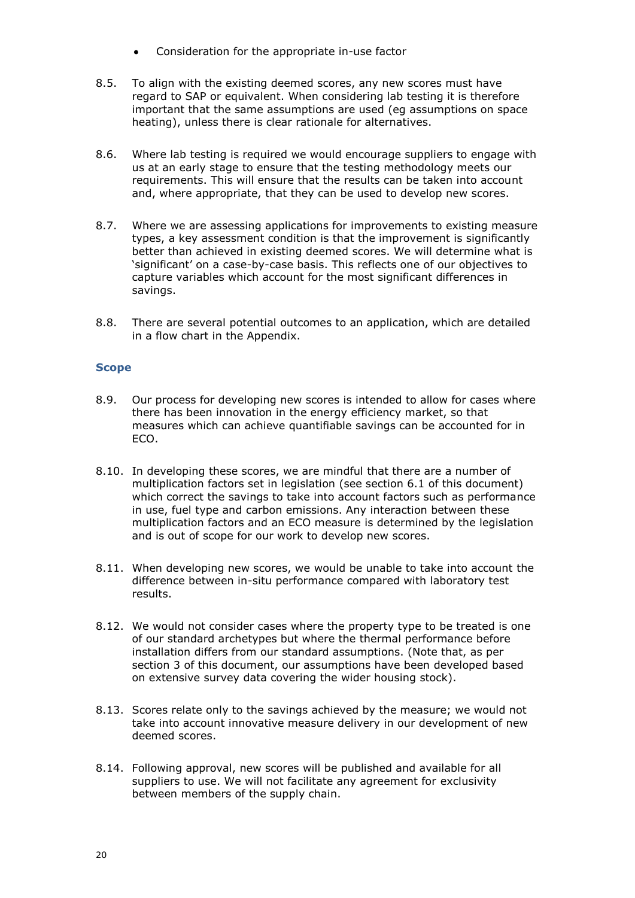- Consideration for the appropriate in-use factor

8.5. To align with the existing deemed scores, any new scores must have regard to SAP or equivalent. When considering lab testing it is therefore important that the same assumptions are used (eg assumptions on space heating), unless there is clear rationale for alternatives.

8.6. Where lab testing is required we would encourage suppliers to engage with us at an early stage to ensure that the testing methodology meets our requirements. This will ensure that the results can be taken into account and, where appropriate, that they can be used to develop new scores.

8.7. Where we are assessing applications for improvements to existing measure types, a key assessment condition is that the improvement is significantly better than achieved in existing deemed scores. We will determine what is 'significant' on a case-by-case basis. This reflects one of our objectives to capture variables which account for the most significant differences in savings.

8.8. There are several potential outcomes to an application, which are detailed in a flow chart in the Appendix.

### Scope

8.9. Our process for developing new scores is intended to allow for cases where there has been innovation in the energy efficiency market, so that measures which can achieve quantifiable savings can be accounted for in ECO.

8.10. In developing these scores, we are mindful that there are a number of multiplication factors set in legislation (see section 6.1 of this document) which correct the savings to take into account factors such as performance in use, fuel type and carbon emissions. Any interaction between these multiplication factors and an ECO measure is determined by the legislation and is out of scope for our work to develop new scores.

8.11. When developing new scores, we would be unable to take into account the difference between in-situ performance compared with laboratory test results.

8.12. We would not consider cases where the property type to be treated is one of our standard archetypes but where the thermal performance before installation differs from our standard assumptions. (Note that, as per section 3 of this document, our assumptions have been developed based on extensive survey data covering the wider housing stock).

8.13. Scores relate only to the savings achieved by the measure; we would not take into account innovative measure delivery in our development of new deemed scores.

8.14. Following approval, new scores will be published and available for all suppliers to use. We will not facilitate any agreement for exclusivity between members of the supply chain.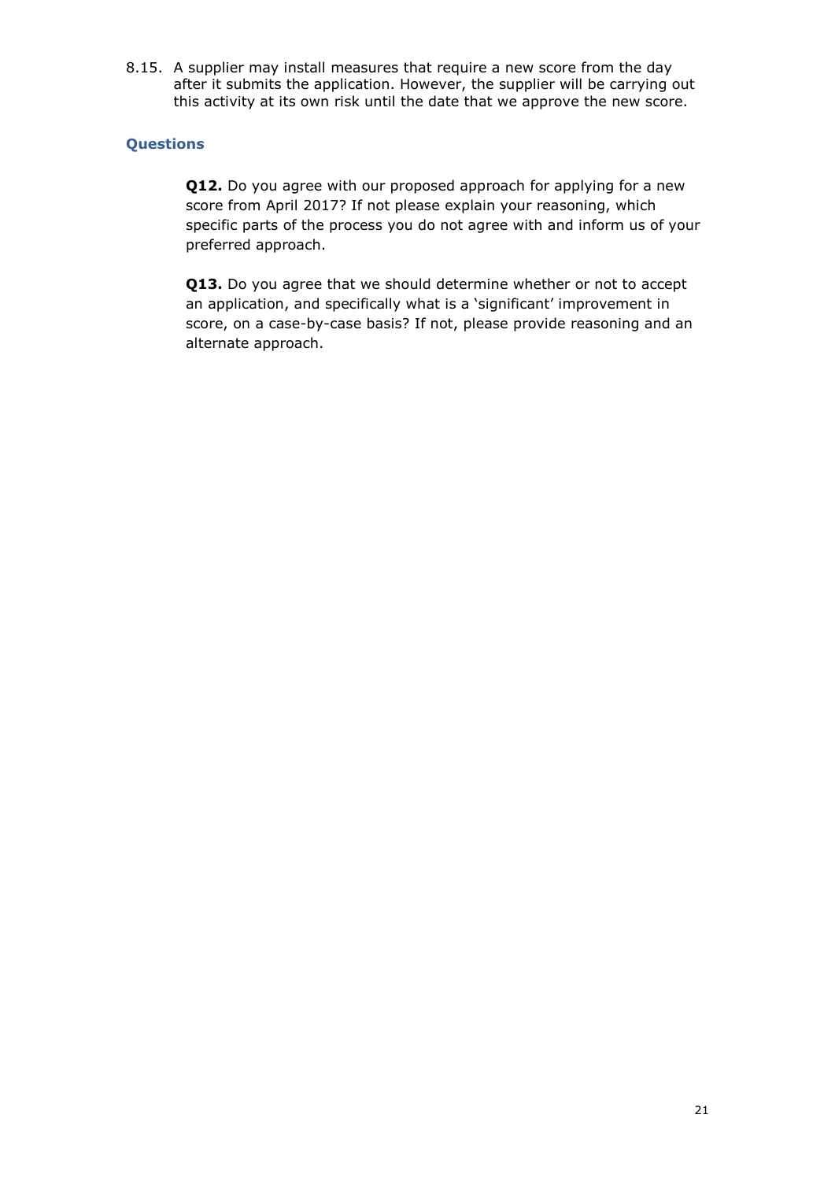8.15. A supplier may install measures that require a new score from the day after it submits the application. However, the supplier will be carrying out this activity at its own risk until the date that we approve the new score.

### Questions

**Q12.** Do you agree with our proposed approach for applying for a new score from April 2017? If not please explain your reasoning, which specific parts of the process you do not agree with and inform us of your preferred approach.

**Q13.** Do you agree that we should determine whether or not to accept an application, and specifically what is a 'significant' improvement in score, on a case-by-case basis? If not, please provide reasoning and an alternate approach.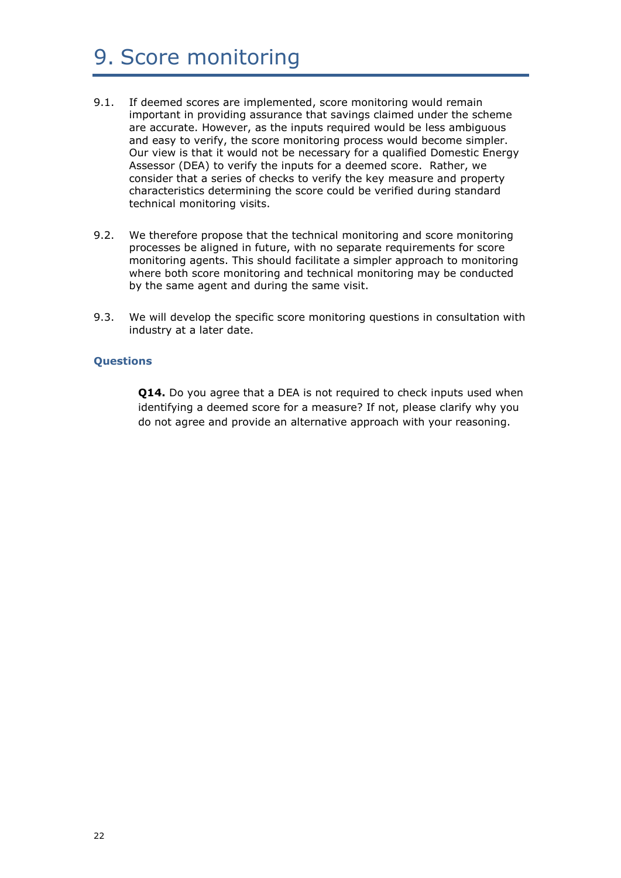# 9. Score monitoring

9.1. If deemed scores are implemented, score monitoring would remain important in providing assurance that savings claimed under the scheme are accurate. However, as the inputs required would be less ambiguous and easy to verify, the score monitoring process would become simpler. Our view is that it would not be necessary for a qualified Domestic Energy Assessor (DEA) to verify the inputs for a deemed score. Rather, we consider that a series of checks to verify the key measure and property characteristics determining the score could be verified during standard technical monitoring visits.

9.2. We therefore propose that the technical monitoring and score monitoring processes be aligned in future, with no separate requirements for score monitoring agents. This should facilitate a simpler approach to monitoring where both score monitoring and technical monitoring may be conducted by the same agent and during the same visit.

9.3. We will develop the specific score monitoring questions in consultation with industry at a later date.

### Questions

**Q14.** Do you agree that a DEA is not required to check inputs used when identifying a deemed score for a measure? If not, please clarify why you do not agree and provide an alternative approach with your reasoning.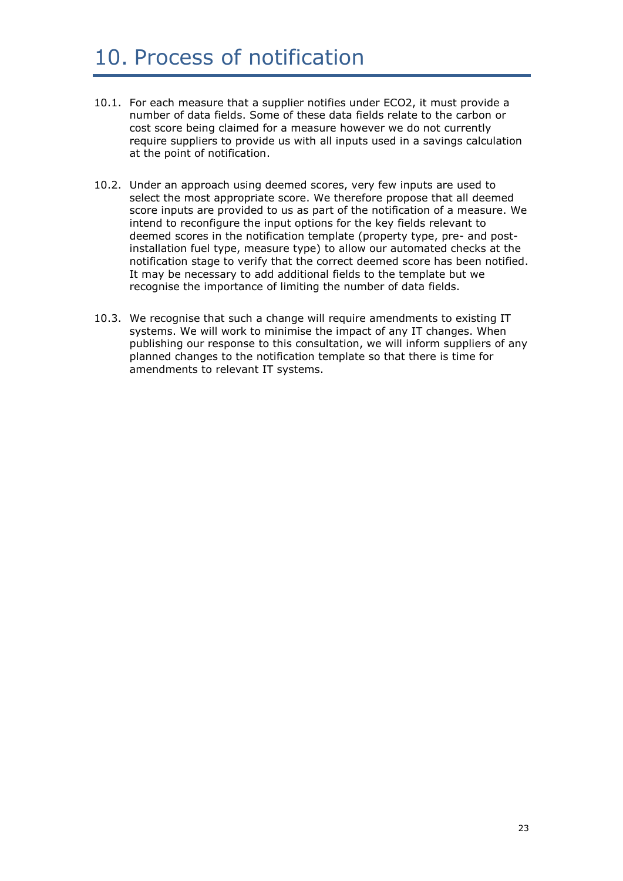# 10. Process of notification

10.1. For each measure that a supplier notifies under ECO2, it must provide a number of data fields. Some of these data fields relate to the carbon or cost score being claimed for a measure however we do not currently require suppliers to provide us with all inputs used in a savings calculation at the point of notification.

10.2. Under an approach using deemed scores, very few inputs are used to select the most appropriate score. We therefore propose that all deemed score inputs are provided to us as part of the notification of a measure. We intend to reconfigure the input options for the key fields relevant to deemed scores in the notification template (property type, pre- and post-installation fuel type, measure type) to allow our automated checks at the notification stage to verify that the correct deemed score has been notified. It may be necessary to add additional fields to the template but we recognise the importance of limiting the number of data fields.

10.3. We recognise that such a change will require amendments to existing IT systems. We will work to minimise the impact of any IT changes. When publishing our response to this consultation, we will inform suppliers of any planned changes to the notification template so that there is time for amendments to relevant IT systems.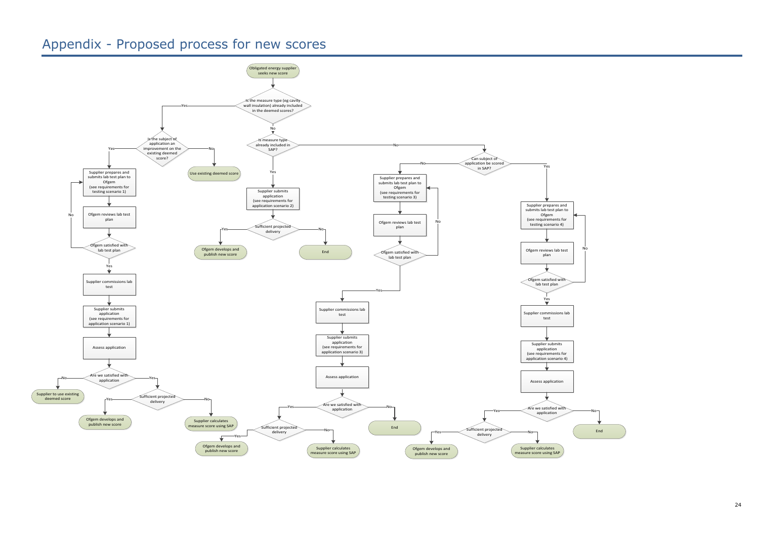# Appendix - Proposed process for new scores

Obligated energy supplier seeks new score

Is the measure type (eg cavity wall insulation) already included in the deemed scores?

Yes

No

Is the subject of application an improvement on the existing deemed score?

Yes

No

Use existing deemed score

Supplier prepares and submits lab test plan to Ofgem (see requirements for testing scenario 1)

Ofgem reviews lab test plan

Ofgem satisfied with lab test plan

No

Yes

Supplier commissions lab test

Supplier submits application (see requirements for application scenario 1)

Assess application

Are we satisfied with application

No

Yes

Supplier to use existing deemed score

Sufficient projected delivery

Yes

No

Ofgem develops and publish new score

Supplier calculates measure score using SAP

Is measure type already included in SAP?

Yes

No

Supplier submits application (see requirements for application scenario 2)

Sufficient projected delivery

Yes

No

Ofgem develops and publish new score

End

Can subject of application be scored in SAP?

No

Yes

Supplier prepares and submits lab test plan to Ofgem (see requirements for testing scenario 3)

Ofgem reviews lab test plan

Ofgem satisfied with lab test plan

No

Yes

Supplier commissions lab test

Supplier submits application (see requirements for application scenario 3)

Assess application

Are we satisfied with application

Yes

No

End

Sufficient projected delivery

Yes

No

Ofgem develops and publish new score

Supplier calculates measure score using SAP

Supplier prepares and submits lab test plan to Ofgem (see requirements for testing scenario 4)

Ofgem reviews lab test plan

Ofgem satisfied with lab test plan

No

Yes

Supplier commissions lab test

Supplier submits application (see requirements for application scenario 4)

Assess application

Are we satisfied with application

Yes

No

End

Sufficient projected delivery

Yes

No

Ofgem develops and publish new score

Supplier calculates measure score using SAP